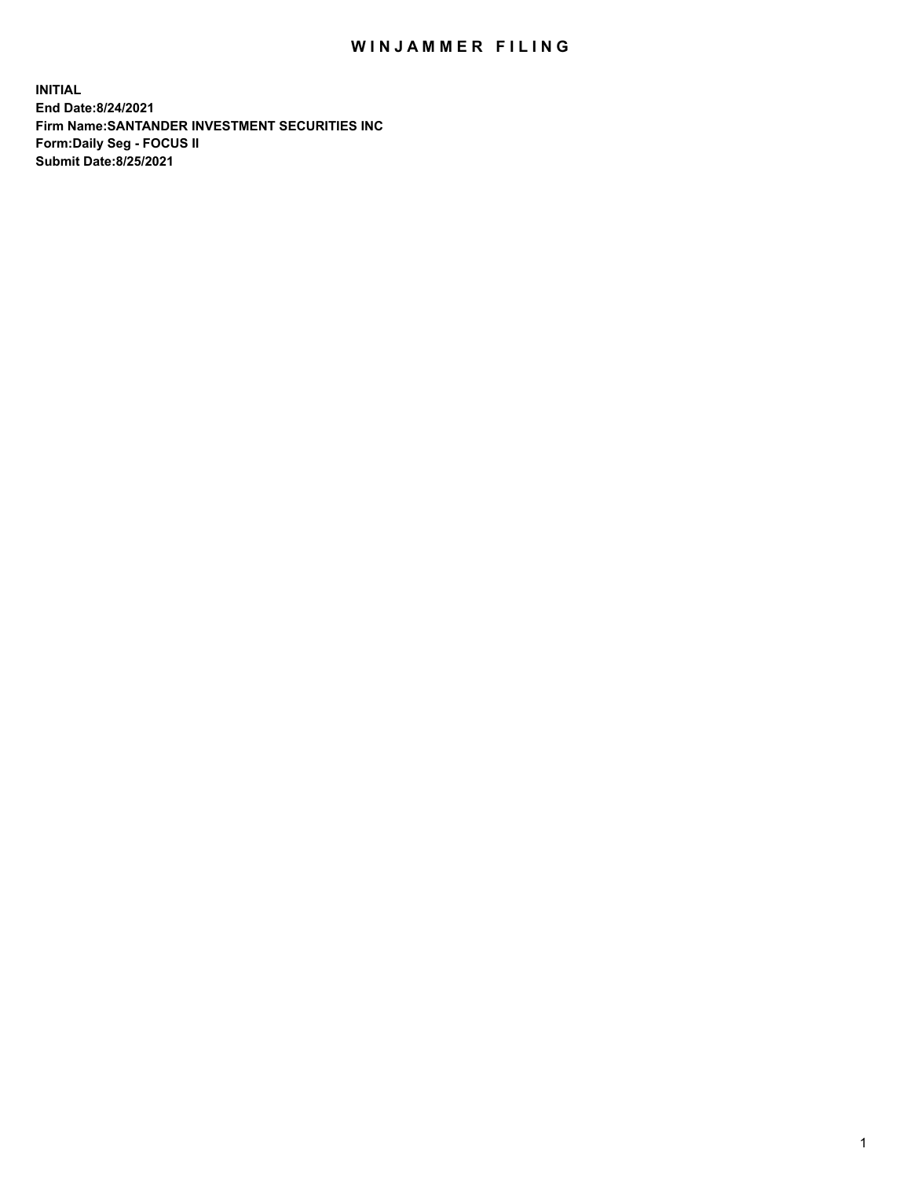# WINJAMMER FILING

**INITIAL**
**End Date:8/24/2021**
**Firm Name:SANTANDER INVESTMENT SECURITIES INC**
**Form:Daily Seg - FOCUS II**
**Submit Date:8/25/2021**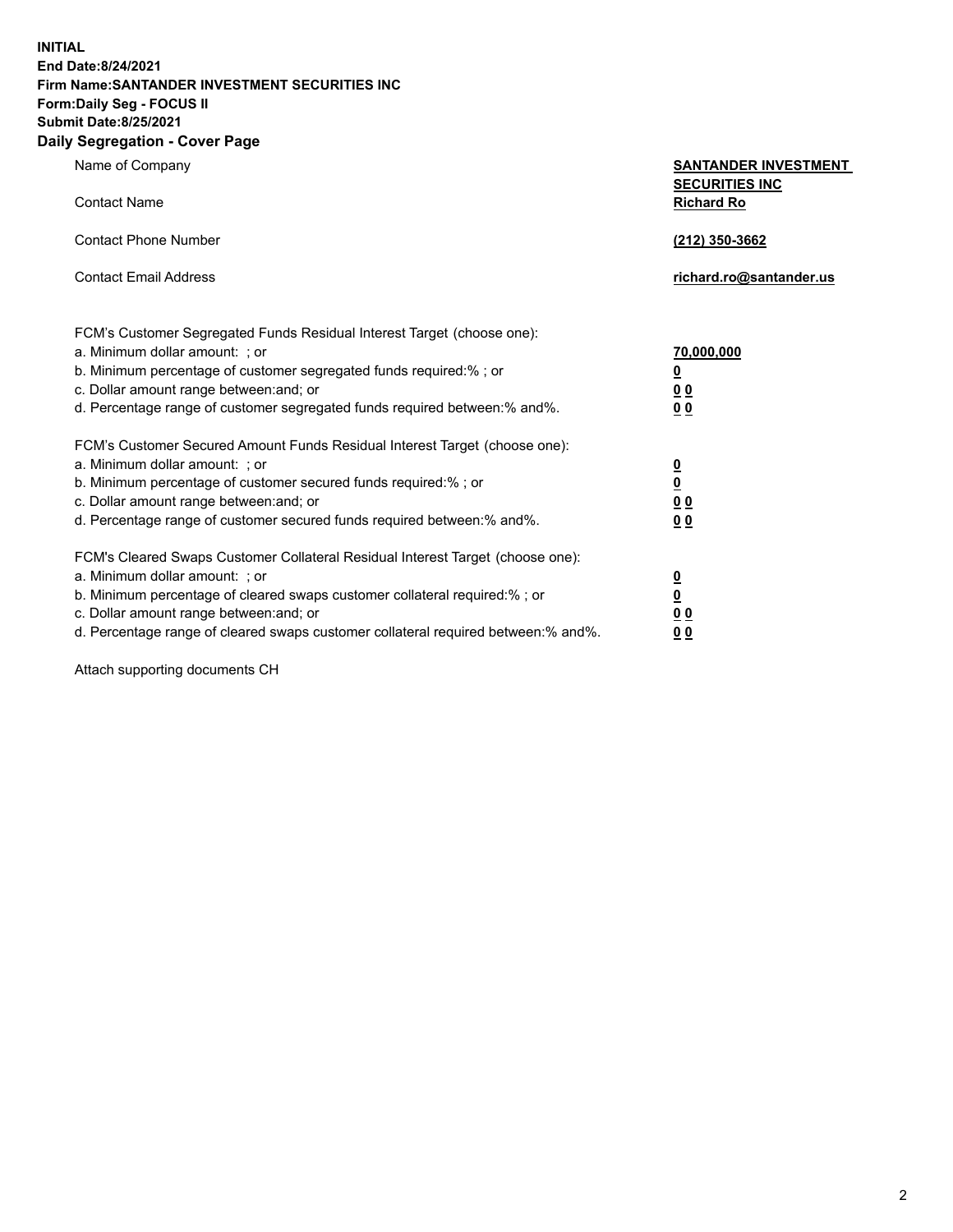**INITIAL**
**End Date:8/24/2021**
**Firm Name:SANTANDER INVESTMENT SECURITIES INC**
**Form:Daily Seg - FOCUS II**
**Submit Date:8/25/2021**

## Daily Segregation - Cover Page

| | |
|---|---|
| Name of Company | **SANTANDER INVESTMENT SECURITIES INC** |
| Contact Name | **Richard Ro** |
| Contact Phone Number | **(212) 350-3662** |
| Contact Email Address | **richard.ro@santander.us** |

| | |
|---|---|
| FCM's Customer Segregated Funds Residual Interest Target (choose one): | |
| a. Minimum dollar amount: ; or | **70,000,000** |
| b. Minimum percentage of customer segregated funds required:% ; or | **0** |
| c. Dollar amount range between:and; or | **0 0** |
| d. Percentage range of customer segregated funds required between:% and%. | **0 0** |
| FCM's Customer Secured Amount Funds Residual Interest Target (choose one): | |
| a. Minimum dollar amount: ; or | **0** |
| b. Minimum percentage of customer secured funds required:% ; or | **0** |
| c. Dollar amount range between:and; or | **0 0** |
| d. Percentage range of customer secured funds required between:% and%. | **0 0** |
| FCM's Cleared Swaps Customer Collateral Residual Interest Target (choose one): | |
| a. Minimum dollar amount: ; or | **0** |
| b. Minimum percentage of cleared swaps customer collateral required:% ; or | **0** |
| c. Dollar amount range between:and; or | **0 0** |
| d. Percentage range of cleared swaps customer collateral required between:% and%. | **0 0** |

Attach supporting documents CH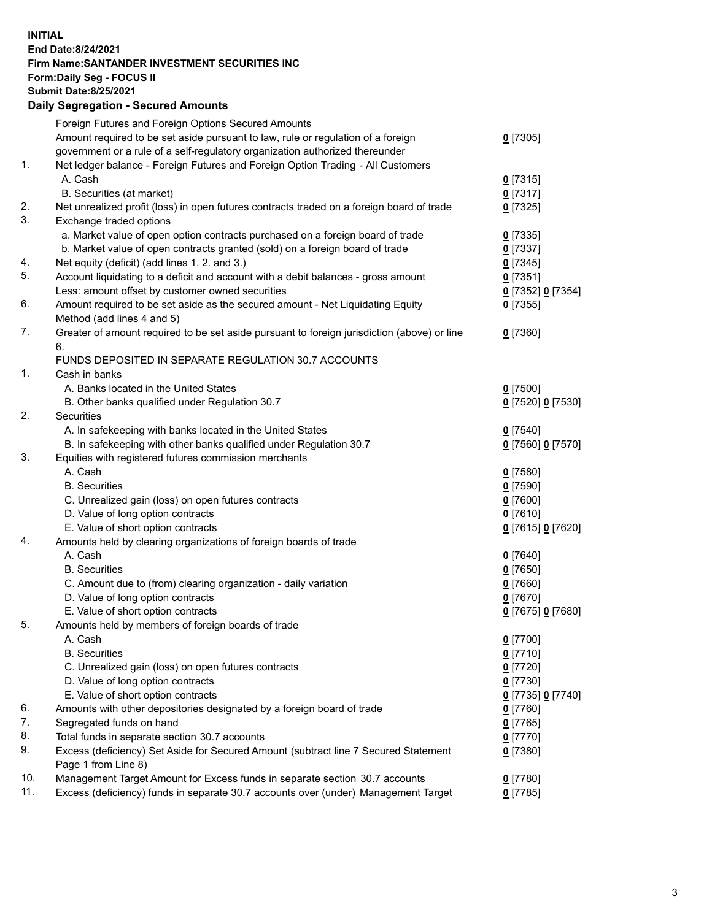**INITIAL**
**End Date:8/24/2021**
**Firm Name:SANTANDER INVESTMENT SECURITIES INC**
**Form:Daily Seg - FOCUS II**
**Submit Date:8/25/2021**

## Daily Segregation - Secured Amounts

| | | |
|---|---|---|
| | Foreign Futures and Foreign Options Secured Amounts | |
| | Amount required to be set aside pursuant to law, rule or regulation of a foreign government or a rule of a self-regulatory organization authorized thereunder | 0 [7305] |
| 1. | Net ledger balance - Foreign Futures and Foreign Option Trading - All Customers | |
| | A. Cash | 0 [7315] |
| | B. Securities (at market) | 0 [7317] |
| 2. | Net unrealized profit (loss) in open futures contracts traded on a foreign board of trade | 0 [7325] |
| 3. | Exchange traded options | |
| | a. Market value of open option contracts purchased on a foreign board of trade | 0 [7335] |
| | b. Market value of open contracts granted (sold) on a foreign board of trade | 0 [7337] |
| 4. | Net equity (deficit) (add lines 1. 2. and 3.) | 0 [7345] |
| 5. | Account liquidating to a deficit and account with a debit balances - gross amount | 0 [7351] |
| | Less: amount offset by customer owned securities | 0 [7352] 0 [7354] |
| 6. | Amount required to be set aside as the secured amount - Net Liquidating Equity Method (add lines 4 and 5) | 0 [7355] |
| 7. | Greater of amount required to be set aside pursuant to foreign jurisdiction (above) or line 6. | 0 [7360] |
| | FUNDS DEPOSITED IN SEPARATE REGULATION 30.7 ACCOUNTS | |
| 1. | Cash in banks | |
| | A. Banks located in the United States | 0 [7500] |
| | B. Other banks qualified under Regulation 30.7 | 0 [7520] 0 [7530] |
| 2. | Securities | |
| | A. In safekeeping with banks located in the United States | 0 [7540] |
| | B. In safekeeping with other banks qualified under Regulation 30.7 | 0 [7560] 0 [7570] |
| 3. | Equities with registered futures commission merchants | |
| | A. Cash | 0 [7580] |
| | B. Securities | 0 [7590] |
| | C. Unrealized gain (loss) on open futures contracts | 0 [7600] |
| | D. Value of long option contracts | 0 [7610] |
| | E. Value of short option contracts | 0 [7615] 0 [7620] |
| 4. | Amounts held by clearing organizations of foreign boards of trade | |
| | A. Cash | 0 [7640] |
| | B. Securities | 0 [7650] |
| | C. Amount due to (from) clearing organization - daily variation | 0 [7660] |
| | D. Value of long option contracts | 0 [7670] |
| | E. Value of short option contracts | 0 [7675] 0 [7680] |
| 5. | Amounts held by members of foreign boards of trade | |
| | A. Cash | 0 [7700] |
| | B. Securities | 0 [7710] |
| | C. Unrealized gain (loss) on open futures contracts | 0 [7720] |
| | D. Value of long option contracts | 0 [7730] |
| | E. Value of short option contracts | 0 [7735] 0 [7740] |
| 6. | Amounts with other depositories designated by a foreign board of trade | 0 [7760] |
| 7. | Segregated funds on hand | 0 [7765] |
| 8. | Total funds in separate section 30.7 accounts | 0 [7770] |
| 9. | Excess (deficiency) Set Aside for Secured Amount (subtract line 7 Secured Statement Page 1 from Line 8) | 0 [7380] |
| 10. | Management Target Amount for Excess funds in separate section 30.7 accounts | 0 [7780] |
| 11. | Excess (deficiency) funds in separate 30.7 accounts over (under) Management Target | 0 [7785] |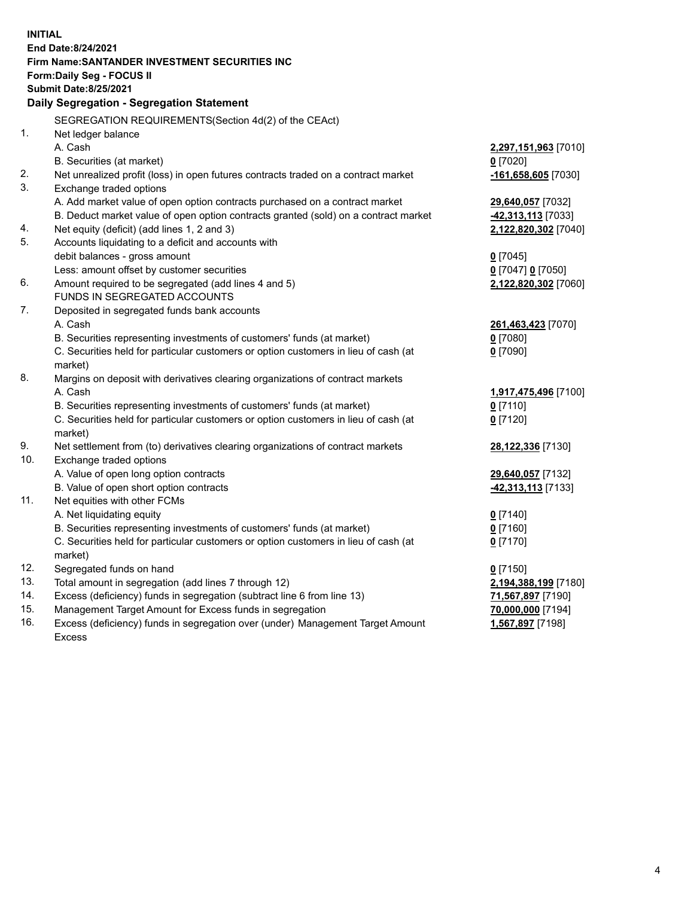**INITIAL**
**End Date:8/24/2021**
**Firm Name:SANTANDER INVESTMENT SECURITIES INC**
**Form:Daily Seg - FOCUS II**
**Submit Date:8/25/2021**

## Daily Segregation - Segregation Statement

| | | |
|---|---|---|
| | SEGREGATION REQUIREMENTS(Section 4d(2) of the CEAct) | |
| 1. | Net ledger balance | |
| | A. Cash | **2,297,151,963** [7010] |
| | B. Securities (at market) | **0** [7020] |
| 2. | Net unrealized profit (loss) in open futures contracts traded on a contract market | **-161,658,605** [7030] |
| 3. | Exchange traded options | |
| | A. Add market value of open option contracts purchased on a contract market | **29,640,057** [7032] |
| | B. Deduct market value of open option contracts granted (sold) on a contract market | **-42,313,113** [7033] |
| 4. | Net equity (deficit) (add lines 1, 2 and 3) | **2,122,820,302** [7040] |
| 5. | Accounts liquidating to a deficit and accounts with debit balances - gross amount | **0** [7045] |
| | Less: amount offset by customer securities | **0** [7047] **0** [7050] |
| 6. | Amount required to be segregated (add lines 4 and 5) | **2,122,820,302** [7060] |
| | FUNDS IN SEGREGATED ACCOUNTS | |
| 7. | Deposited in segregated funds bank accounts | |
| | A. Cash | **261,463,423** [7070] |
| | B. Securities representing investments of customers' funds (at market) | **0** [7080] |
| | C. Securities held for particular customers or option customers in lieu of cash (at market) | **0** [7090] |
| 8. | Margins on deposit with derivatives clearing organizations of contract markets | |
| | A. Cash | **1,917,475,496** [7100] |
| | B. Securities representing investments of customers' funds (at market) | **0** [7110] |
| | C. Securities held for particular customers or option customers in lieu of cash (at market) | **0** [7120] |
| 9. | Net settlement from (to) derivatives clearing organizations of contract markets | **28,122,336** [7130] |
| 10. | Exchange traded options | |
| | A. Value of open long option contracts | **29,640,057** [7132] |
| | B. Value of open short option contracts | **-42,313,113** [7133] |
| 11. | Net equities with other FCMs | |
| | A. Net liquidating equity | **0** [7140] |
| | B. Securities representing investments of customers' funds (at market) | **0** [7160] |
| | C. Securities held for particular customers or option customers in lieu of cash (at market) | **0** [7170] |
| 12. | Segregated funds on hand | **0** [7150] |
| 13. | Total amount in segregation (add lines 7 through 12) | **2,194,388,199** [7180] |
| 14. | Excess (deficiency) funds in segregation (subtract line 6 from line 13) | **71,567,897** [7190] |
| 15. | Management Target Amount for Excess funds in segregation | **70,000,000** [7194] |
| 16. | Excess (deficiency) funds in segregation over (under) Management Target Amount Excess | **1,567,897** [7198] |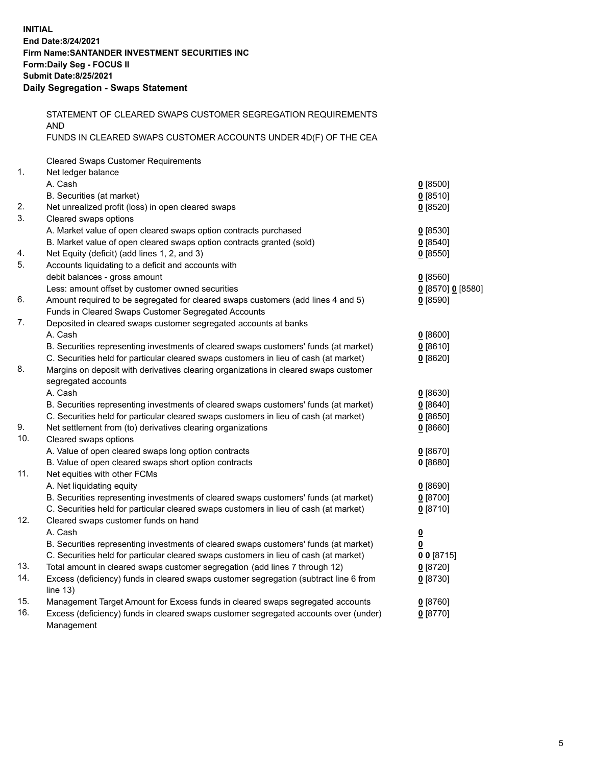**INITIAL**
**End Date:8/24/2021**
**Firm Name:SANTANDER INVESTMENT SECURITIES INC**
**Form:Daily Seg - FOCUS II**
**Submit Date:8/25/2021**
**Daily Segregation - Swaps Statement**

STATEMENT OF CLEARED SWAPS CUSTOMER SEGREGATION REQUIREMENTS AND FUNDS IN CLEARED SWAPS CUSTOMER ACCOUNTS UNDER 4D(F) OF THE CEA

| | | |
|---|---|---|
| | Cleared Swaps Customer Requirements | |
| 1. | Net ledger balance | |
| | A. Cash | 0 [8500] |
| | B. Securities (at market) | 0 [8510] |
| 2. | Net unrealized profit (loss) in open cleared swaps | 0 [8520] |
| 3. | Cleared swaps options | |
| | A. Market value of open cleared swaps option contracts purchased | 0 [8530] |
| | B. Market value of open cleared swaps option contracts granted (sold) | 0 [8540] |
| 4. | Net Equity (deficit) (add lines 1, 2, and 3) | 0 [8550] |
| 5. | Accounts liquidating to a deficit and accounts with debit balances - gross amount | 0 [8560] |
| | Less: amount offset by customer owned securities | 0 [8570] 0 [8580] |
| 6. | Amount required to be segregated for cleared swaps customers (add lines 4 and 5) | 0 [8590] |
| | Funds in Cleared Swaps Customer Segregated Accounts | |
| 7. | Deposited in cleared swaps customer segregated accounts at banks | |
| | A. Cash | 0 [8600] |
| | B. Securities representing investments of cleared swaps customers' funds (at market) | 0 [8610] |
| | C. Securities held for particular cleared swaps customers in lieu of cash (at market) | 0 [8620] |
| 8. | Margins on deposit with derivatives clearing organizations in cleared swaps customer segregated accounts | |
| | A. Cash | 0 [8630] |
| | B. Securities representing investments of cleared swaps customers' funds (at market) | 0 [8640] |
| | C. Securities held for particular cleared swaps customers in lieu of cash (at market) | 0 [8650] |
| 9. | Net settlement from (to) derivatives clearing organizations | 0 [8660] |
| 10. | Cleared swaps options | |
| | A. Value of open cleared swaps long option contracts | 0 [8670] |
| | B. Value of open cleared swaps short option contracts | 0 [8680] |
| 11. | Net equities with other FCMs | |
| | A. Net liquidating equity | 0 [8690] |
| | B. Securities representing investments of cleared swaps customers' funds (at market) | 0 [8700] |
| | C. Securities held for particular cleared swaps customers in lieu of cash (at market) | 0 [8710] |
| 12. | Cleared swaps customer funds on hand | |
| | A. Cash | 0 |
| | B. Securities representing investments of cleared swaps customers' funds (at market) | 0 |
| | C. Securities held for particular cleared swaps customers in lieu of cash (at market) | 0 0 [8715] |
| 13. | Total amount in cleared swaps customer segregation (add lines 7 through 12) | 0 [8720] |
| 14. | Excess (deficiency) funds in cleared swaps customer segregation (subtract line 6 from line 13) | 0 [8730] |
| 15. | Management Target Amount for Excess funds in cleared swaps segregated accounts | 0 [8760] |
| 16. | Excess (deficiency) funds in cleared swaps customer segregated accounts over (under) Management | 0 [8770] |